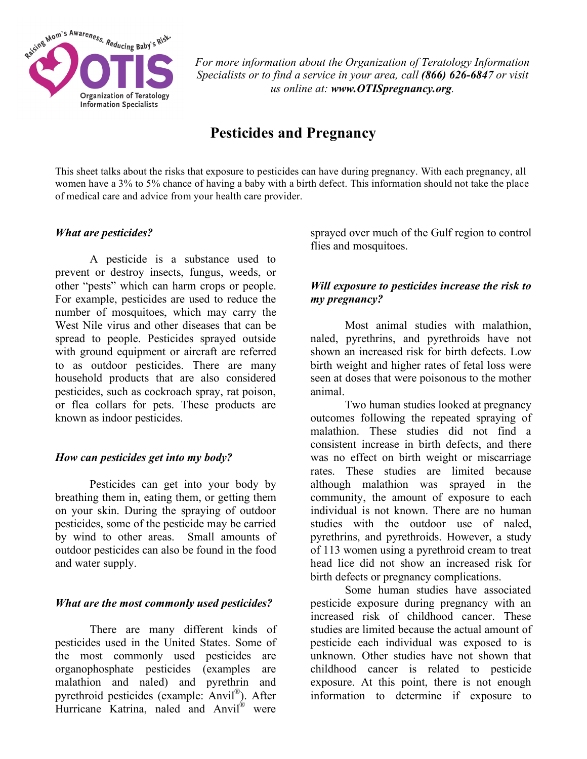Raising Mom's Awareness. Reducing Baby's Risk.

OTIS Organization of Teratology Information Specialists

*For more information about the Organization of Teratology Information Specialists or to find a service in your area, call* ***(866) 626-6847*** *or visit us online at:* ***www.OTISpregnancy.org****.*

# Pesticides and Pregnancy

This sheet talks about the risks that exposure to pesticides can have during pregnancy. With each pregnancy, all women have a 3% to 5% chance of having a baby with a birth defect. This information should not take the place of medical care and advice from your health care provider.

### *What are pesticides?*

A pesticide is a substance used to prevent or destroy insects, fungus, weeds, or other "pests" which can harm crops or people. For example, pesticides are used to reduce the number of mosquitoes, which may carry the West Nile virus and other diseases that can be spread to people. Pesticides sprayed outside with ground equipment or aircraft are referred to as outdoor pesticides. There are many household products that are also considered pesticides, such as cockroach spray, rat poison, or flea collars for pets. These products are known as indoor pesticides.

### *How can pesticides get into my body?*

Pesticides can get into your body by breathing them in, eating them, or getting them on your skin. During the spraying of outdoor pesticides, some of the pesticide may be carried by wind to other areas. Small amounts of outdoor pesticides can also be found in the food and water supply.

### *What are the most commonly used pesticides?*

There are many different kinds of pesticides used in the United States. Some of the most commonly used pesticides are organophosphate pesticides (examples are malathion and naled) and pyrethrin and pyrethroid pesticides (example: Anvil®). After Hurricane Katrina, naled and Anvil® were sprayed over much of the Gulf region to control flies and mosquitoes.

### *Will exposure to pesticides increase the risk to my pregnancy?*

Most animal studies with malathion, naled, pyrethrins, and pyrethroids have not shown an increased risk for birth defects. Low birth weight and higher rates of fetal loss were seen at doses that were poisonous to the mother animal.

Two human studies looked at pregnancy outcomes following the repeated spraying of malathion. These studies did not find a consistent increase in birth defects, and there was no effect on birth weight or miscarriage rates. These studies are limited because although malathion was sprayed in the community, the amount of exposure to each individual is not known. There are no human studies with the outdoor use of naled, pyrethrins, and pyrethroids. However, a study of 113 women using a pyrethroid cream to treat head lice did not show an increased risk for birth defects or pregnancy complications.

Some human studies have associated pesticide exposure during pregnancy with an increased risk of childhood cancer. These studies are limited because the actual amount of pesticide each individual was exposed to is unknown. Other studies have not shown that childhood cancer is related to pesticide exposure. At this point, there is not enough information to determine if exposure to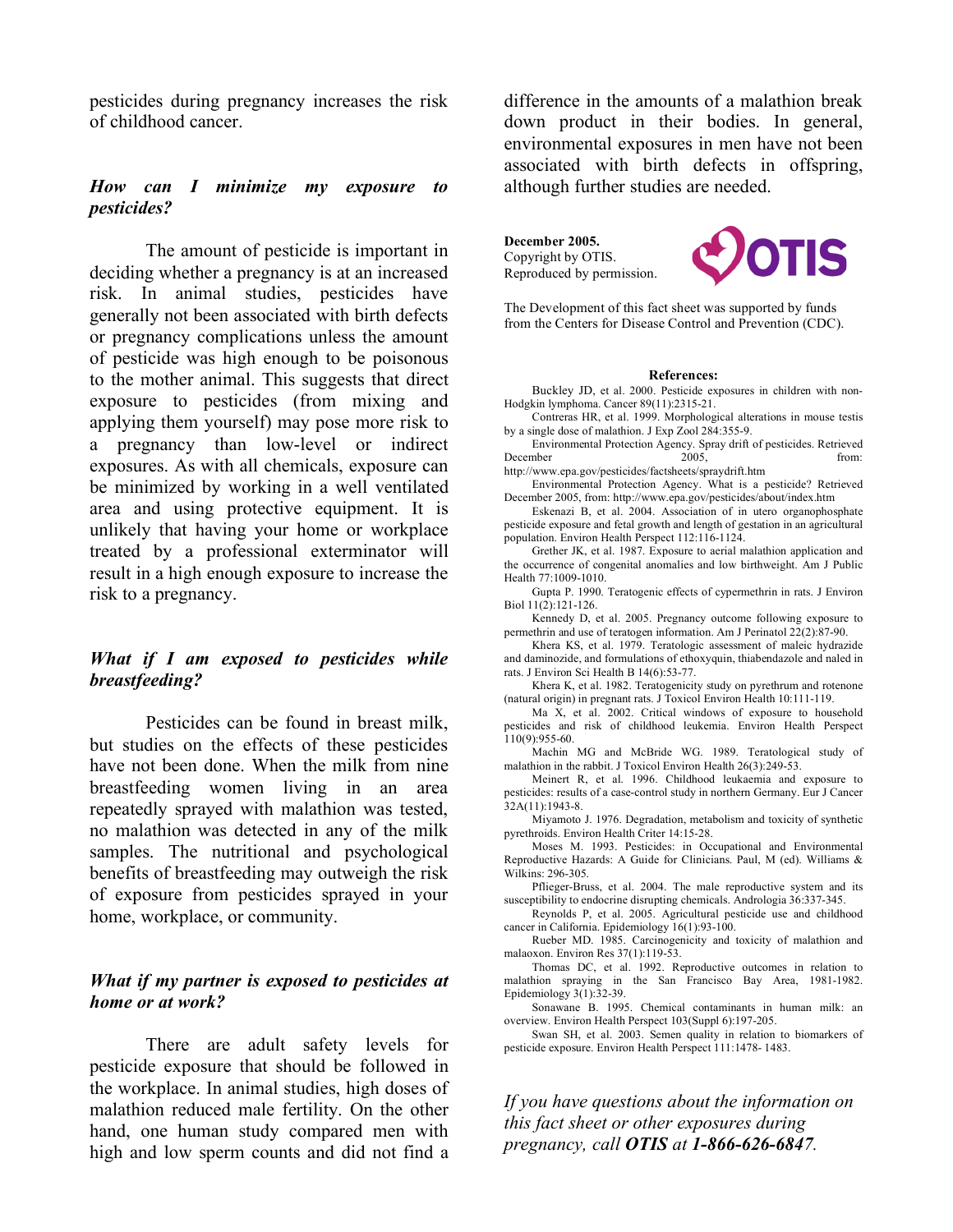pesticides during pregnancy increases the risk of childhood cancer.

### *How can I minimize my exposure to pesticides?*

The amount of pesticide is important in deciding whether a pregnancy is at an increased risk. In animal studies, pesticides have generally not been associated with birth defects or pregnancy complications unless the amount of pesticide was high enough to be poisonous to the mother animal. This suggests that direct exposure to pesticides (from mixing and applying them yourself) may pose more risk to a pregnancy than low-level or indirect exposures. As with all chemicals, exposure can be minimized by working in a well ventilated area and using protective equipment. It is unlikely that having your home or workplace treated by a professional exterminator will result in a high enough exposure to increase the risk to a pregnancy.

### *What if I am exposed to pesticides while breastfeeding?*

Pesticides can be found in breast milk, but studies on the effects of these pesticides have not been done. When the milk from nine breastfeeding women living in an area repeatedly sprayed with malathion was tested, no malathion was detected in any of the milk samples. The nutritional and psychological benefits of breastfeeding may outweigh the risk of exposure from pesticides sprayed in your home, workplace, or community.

### *What if my partner is exposed to pesticides at home or at work?*

There are adult safety levels for pesticide exposure that should be followed in the workplace. In animal studies, high doses of malathion reduced male fertility. On the other hand, one human study compared men with high and low sperm counts and did not find a difference in the amounts of a malathion break down product in their bodies. In general, environmental exposures in men have not been associated with birth defects in offspring, although further studies are needed.

**December 2005.**
Copyright by OTIS.
Reproduced by permission.

OTIS

The Development of this fact sheet was supported by funds from the Centers for Disease Control and Prevention (CDC).

**References:**

Buckley JD, et al. 2000. Pesticide exposures in children with non-Hodgkin lymphoma. Cancer 89(11):2315-21.

Contreras HR, et al. 1999. Morphological alterations in mouse testis by a single dose of malathion. J Exp Zool 284:355-9.

Environmental Protection Agency. Spray drift of pesticides. Retrieved December 2005, from: http://www.epa.gov/pesticides/factsheets/spraydrift.htm

Environmental Protection Agency. What is a pesticide? Retrieved December 2005, from: http://www.epa.gov/pesticides/about/index.htm

Eskenazi B, et al. 2004. Association of in utero organophosphate pesticide exposure and fetal growth and length of gestation in an agricultural population. Environ Health Perspect 112:116-1124.

Grether JK, et al. 1987. Exposure to aerial malathion application and the occurrence of congenital anomalies and low birthweight. Am J Public Health 77:1009-1010.

Gupta P. 1990. Teratogenic effects of cypermethrin in rats. J Environ Biol 11(2):121-126.

Kennedy D, et al. 2005. Pregnancy outcome following exposure to permethrin and use of teratogen information. Am J Perinatol 22(2):87-90.

Khera KS, et al. 1979. Teratologic assessment of maleic hydrazide and daminozide, and formulations of ethoxyquin, thiabendazole and naled in rats. J Environ Sci Health B 14(6):53-77.

Khera K, et al. 1982. Teratogenicity study on pyrethrum and rotenone (natural origin) in pregnant rats. J Toxicol Environ Health 10:111-119.

Ma X, et al. 2002. Critical windows of exposure to household pesticides and risk of childhood leukemia. Environ Health Perspect 110(9):955-60.

Machin MG and McBride WG. 1989. Teratological study of malathion in the rabbit. J Toxicol Environ Health 26(3):249-53.

Meinert R, et al. 1996. Childhood leukaemia and exposure to pesticides: results of a case-control study in northern Germany. Eur J Cancer 32A(11):1943-8.

Miyamoto J. 1976. Degradation, metabolism and toxicity of synthetic pyrethroids. Environ Health Criter 14:15-28.

Moses M. 1993. Pesticides: in Occupational and Environmental Reproductive Hazards: A Guide for Clinicians. Paul, M (ed). Williams & Wilkins: 296-305.

Pflieger-Bruss, et al. 2004. The male reproductive system and its susceptibility to endocrine disrupting chemicals. Andrologia 36:337-345.

Reynolds P, et al. 2005. Agricultural pesticide use and childhood cancer in California. Epidemiology 16(1):93-100.

Rueber MD. 1985. Carcinogenicity and toxicity of malathion and malaoxon. Environ Res 37(1):119-53.

Thomas DC, et al. 1992. Reproductive outcomes in relation to malathion spraying in the San Francisco Bay Area, 1981-1982. Epidemiology 3(1):32-39.

Sonawane B. 1995. Chemical contaminants in human milk: an overview. Environ Health Perspect 103(Suppl 6):197-205.

Swan SH, et al. 2003. Semen quality in relation to biomarkers of pesticide exposure. Environ Health Perspect 111:1478- 1483.

*If you have questions about the information on this fact sheet or other exposures during pregnancy, call* ***OTIS*** *at* ***1-866-626-6847****.*